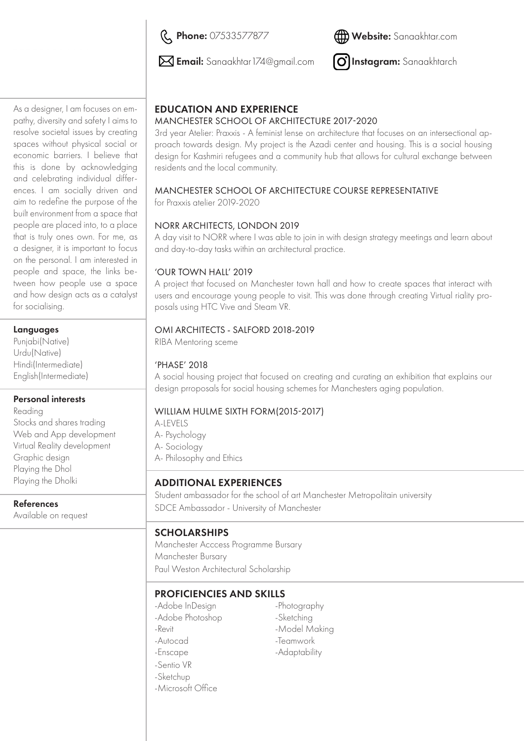**Phone:** 07533577877

**Email:** Sanaakhtar174@gmail.com

**Website:** Sanaakhtar.com

**Instagram:** Sanaakhtarch

As a designer, I am focuses on empathy, diversity and safety I aims to resolve societal issues by creating spaces without physical social or economic barriers. I believe that this is done by acknowledging and celebrating individual differences. I am socially driven and aim to redefine the purpose of the built environment from a space that people are placed into, to a place that is truly ones own. For me, as a designer, it is important to focus on the personal. I am interested in people and space, the links between how people use a space and how design acts as a catalyst for socialising.

### Languages

Punjabi(Native)
Urdu(Native)
Hindi(Intermediate)
English(Intermediate)

### Personal interests

Reading
Stocks and shares trading
Web and App development
Virtual Reality development
Graphic design
Playing the Dhol
Playing the Dholki

### References

Available on request

## EDUCATION AND EXPERIENCE

MANCHESTER SCHOOL OF ARCHITECTURE 2017-2020

3rd year Atelier: Praxxis - A feminist lense on architecture that focuses on an intersectional approach towards design. My project is the Azadi center and housing. This is a social housing design for Kashmiri refugees and a community hub that allows for cultural exchange between residents and the local community.

MANCHESTER SCHOOL OF ARCHITECTURE COURSE REPRESENTATIVE

for Praxxis atelier 2019-2020

NORR ARCHITECTS, LONDON 2019

A day visit to NORR where I was able to join in with design strategy meetings and learn about and day-to-day tasks within an architectural practice.

'OUR TOWN HALL' 2019

A project that focused on Manchester town hall and how to create spaces that interact with users and encourage young people to visit. This was done through creating Virtual riality proposals using HTC Vive and Steam VR.

OMI ARCHITECTS - SALFORD 2018-2019

RIBA Mentoring sceme

'PHASE' 2018

A social housing project that focused on creating and curating an exhibition that explains our design prroposals for social housing schemes for Manchesters aging population.

WILLIAM HULME SIXTH FORM(2015-2017)

A-LEVELS
A- Psychology
A- Sociology
A- Philosophy and Ethics

## ADDITIONAL EXPERIENCES

Student ambassador for the school of art Manchester Metropolitain university
SDCE Ambassador - University of Manchester

## SCHOLARSHIPS

Manchester Acccess Programme Bursary
Manchester Bursary
Paul Weston Architectural Scholarship

## PROFICIENCIES AND SKILLS

-Adobe InDesign
-Adobe Photoshop
-Revit
-Autocad
-Enscape
-Sentio VR
-Sketchup
-Microsoft Office
-Photography
-Sketching
-Model Making
-Teamwork
-Adaptability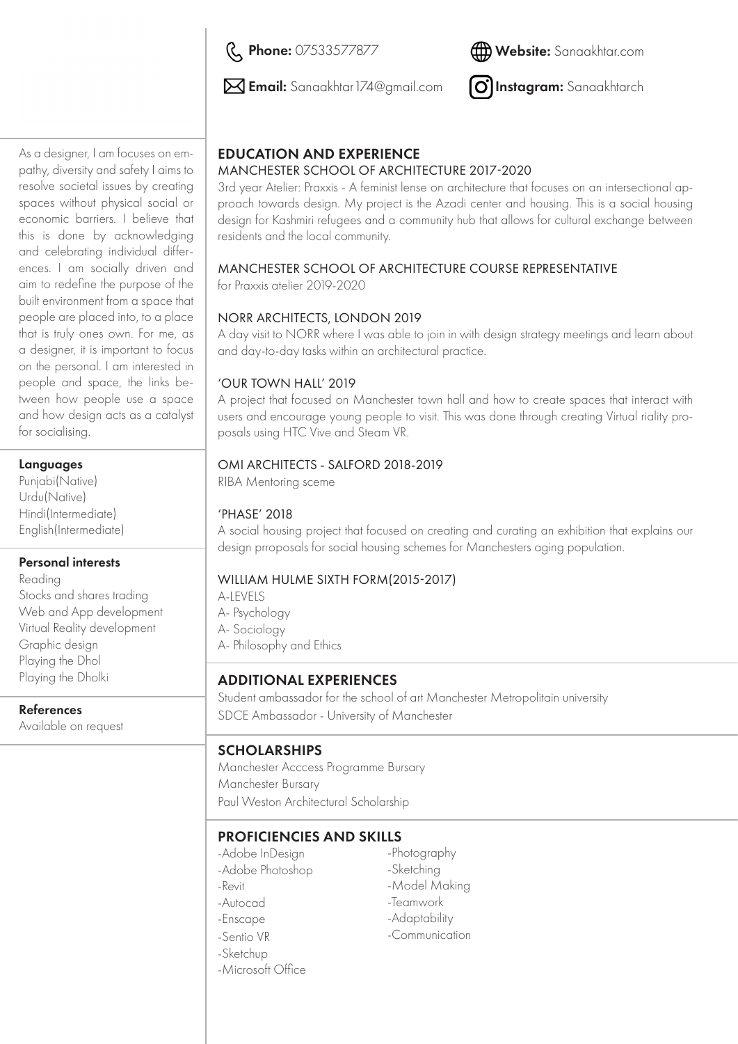**Phone:** 07533577877

**Website:** Sanaakhtar.com

**Email:** Sanaakhtar174@gmail.com

**Instagram:** Sanaakhtarch

As a designer, I am focuses on empathy, diversity and safety I aims to resolve societal issues by creating spaces without physical social or economic barriers. I believe that this is done by acknowledging and celebrating individual differences. I am socially driven and aim to redefine the purpose of the built environment from a space that people are placed into, to a place that is truly ones own. For me, as a designer, it is important to focus on the personal. I am interested in people and space, the links between how people use a space and how design acts as a catalyst for socialising.

**Languages**

Punjabi(Native)
Urdu(Native)
Hindi(Intermediate)
English(Intermediate)

**Personal interests**

Reading
Stocks and shares trading
Web and App development
Virtual Reality development
Graphic design
Playing the Dhol
Playing the Dholki

**References**

Available on request

## EDUCATION AND EXPERIENCE

MANCHESTER SCHOOL OF ARCHITECTURE 2017-2020

3rd year Atelier: Praxxis - A feminist lense on architecture that focuses on an intersectional approach towards design. My project is the Azadi center and housing. This is a social housing design for Kashmiri refugees and a community hub that allows for cultural exchange between residents and the local community.

MANCHESTER SCHOOL OF ARCHITECTURE COURSE REPRESENTATIVE

for Praxxis atelier 2019-2020

NORR ARCHITECTS, LONDON 2019

A day visit to NORR where I was able to join in with design strategy meetings and learn about and day-to-day tasks within an architectural practice.

'OUR TOWN HALL' 2019

A project that focused on Manchester town hall and how to create spaces that interact with users and encourage young people to visit. This was done through creating Virtual riality proposals using HTC Vive and Steam VR.

OMI ARCHITECTS - SALFORD 2018-2019

RIBA Mentoring sceme

'PHASE' 2018

A social housing project that focused on creating and curating an exhibition that explains our design prroposals for social housing schemes for Manchesters aging population.

WILLIAM HULME SIXTH FORM(2015-2017)

A-LEVELS
A- Psychology
A- Sociology
A- Philosophy and Ethics

## ADDITIONAL EXPERIENCES

Student ambassador for the school of art Manchester Metropolitain university
SDCE Ambassador - University of Manchester

## SCHOLARSHIPS

Manchester Acccess Programme Bursary
Manchester Bursary
Paul Weston Architectural Scholarship

## PROFICIENCIES AND SKILLS

-Adobe InDesign
-Adobe Photoshop
-Revit
-Autocad
-Enscape
-Sentio VR
-Sketchup
-Microsoft Office
-Photography
-Sketching
-Model Making
-Teamwork
-Adaptability
-Communication